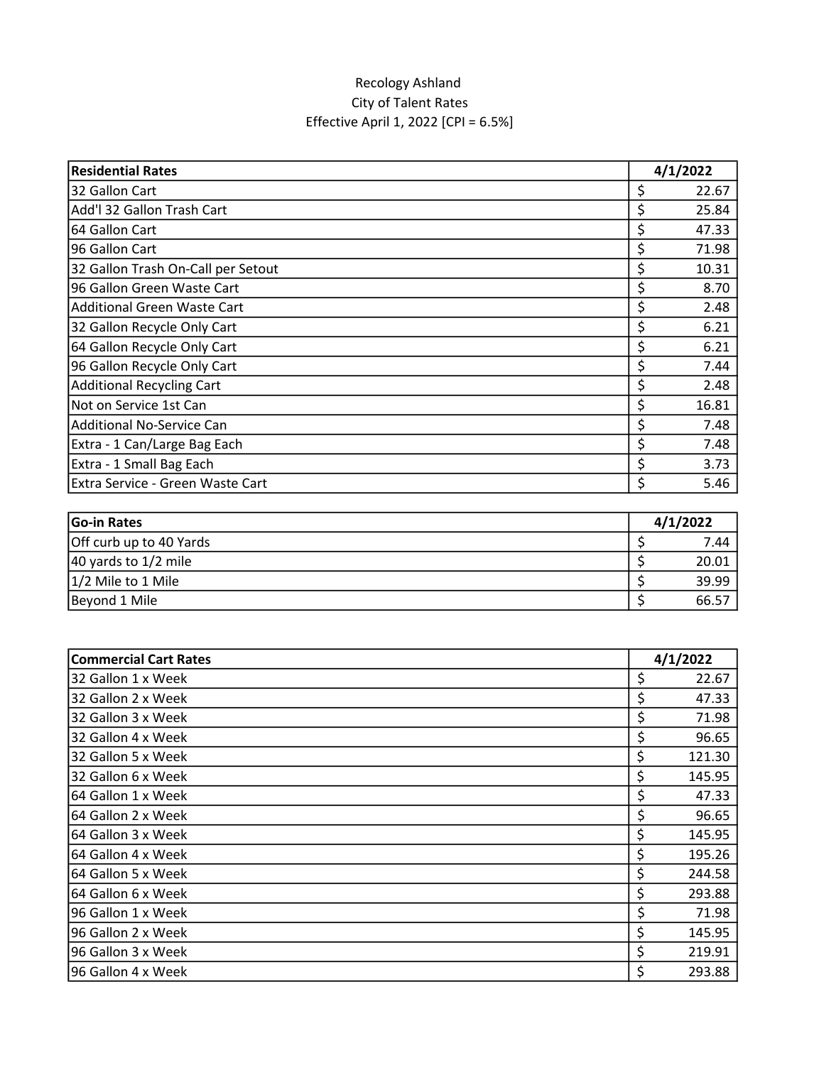# Recology Ashland

## City of Talent Rates

### Effective April 1, 2022 [CPI = 6.5%]

| Residential Rates | 4/1/2022 |
|---|---|
| 32 Gallon Cart | $ 22.67 |
| Add'l 32 Gallon Trash Cart | $ 25.84 |
| 64 Gallon Cart | $ 47.33 |
| 96 Gallon Cart | $ 71.98 |
| 32 Gallon Trash On-Call per Setout | $ 10.31 |
| 96 Gallon Green Waste Cart | $ 8.70 |
| Additional Green Waste Cart | $ 2.48 |
| 32 Gallon Recycle Only Cart | $ 6.21 |
| 64 Gallon Recycle Only Cart | $ 6.21 |
| 96 Gallon Recycle Only Cart | $ 7.44 |
| Additional Recycling Cart | $ 2.48 |
| Not on Service 1st Can | $ 16.81 |
| Additional No-Service Can | $ 7.48 |
| Extra - 1 Can/Large Bag Each | $ 7.48 |
| Extra - 1 Small Bag Each | $ 3.73 |
| Extra Service - Green Waste Cart | $ 5.46 |

| Go-in Rates | 4/1/2022 |
|---|---|
| Off curb up to 40 Yards | $ 7.44 |
| 40 yards to 1/2 mile | $ 20.01 |
| 1/2 Mile to 1 Mile | $ 39.99 |
| Beyond 1 Mile | $ 66.57 |

| Commercial Cart Rates | 4/1/2022 |
|---|---|
| 32 Gallon 1 x Week | $ 22.67 |
| 32 Gallon 2 x Week | $ 47.33 |
| 32 Gallon 3 x Week | $ 71.98 |
| 32 Gallon 4 x Week | $ 96.65 |
| 32 Gallon 5 x Week | $ 121.30 |
| 32 Gallon 6 x Week | $ 145.95 |
| 64 Gallon 1 x Week | $ 47.33 |
| 64 Gallon 2 x Week | $ 96.65 |
| 64 Gallon 3 x Week | $ 145.95 |
| 64 Gallon 4 x Week | $ 195.26 |
| 64 Gallon 5 x Week | $ 244.58 |
| 64 Gallon 6 x Week | $ 293.88 |
| 96 Gallon 1 x Week | $ 71.98 |
| 96 Gallon 2 x Week | $ 145.95 |
| 96 Gallon 3 x Week | $ 219.91 |
| 96 Gallon 4 x Week | $ 293.88 |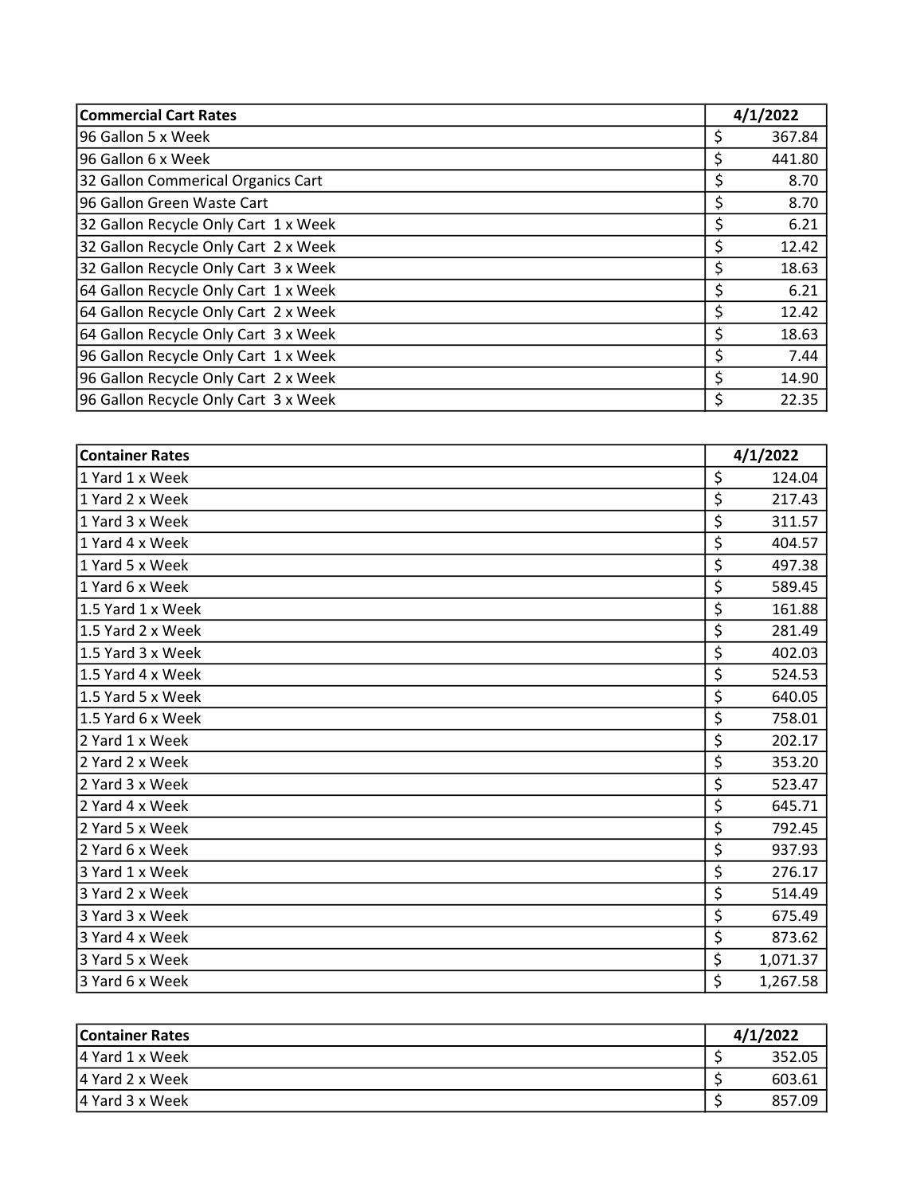| Commercial Cart Rates | 4/1/2022 |
|---|---|
| 96 Gallon 5 x Week | $ 367.84 |
| 96 Gallon 6 x Week | $ 441.80 |
| 32 Gallon Commerical Organics Cart | $ 8.70 |
| 96 Gallon Green Waste Cart | $ 8.70 |
| 32 Gallon Recycle Only Cart 1 x Week | $ 6.21 |
| 32 Gallon Recycle Only Cart 2 x Week | $ 12.42 |
| 32 Gallon Recycle Only Cart 3 x Week | $ 18.63 |
| 64 Gallon Recycle Only Cart 1 x Week | $ 6.21 |
| 64 Gallon Recycle Only Cart 2 x Week | $ 12.42 |
| 64 Gallon Recycle Only Cart 3 x Week | $ 18.63 |
| 96 Gallon Recycle Only Cart 1 x Week | $ 7.44 |
| 96 Gallon Recycle Only Cart 2 x Week | $ 14.90 |
| 96 Gallon Recycle Only Cart 3 x Week | $ 22.35 |

| Container Rates | 4/1/2022 |
|---|---|
| 1 Yard 1 x Week | $ 124.04 |
| 1 Yard 2 x Week | $ 217.43 |
| 1 Yard 3 x Week | $ 311.57 |
| 1 Yard 4 x Week | $ 404.57 |
| 1 Yard 5 x Week | $ 497.38 |
| 1 Yard 6 x Week | $ 589.45 |
| 1.5 Yard 1 x Week | $ 161.88 |
| 1.5 Yard 2 x Week | $ 281.49 |
| 1.5 Yard 3 x Week | $ 402.03 |
| 1.5 Yard 4 x Week | $ 524.53 |
| 1.5 Yard 5 x Week | $ 640.05 |
| 1.5 Yard 6 x Week | $ 758.01 |
| 2 Yard 1 x Week | $ 202.17 |
| 2 Yard 2 x Week | $ 353.20 |
| 2 Yard 3 x Week | $ 523.47 |
| 2 Yard 4 x Week | $ 645.71 |
| 2 Yard 5 x Week | $ 792.45 |
| 2 Yard 6 x Week | $ 937.93 |
| 3 Yard 1 x Week | $ 276.17 |
| 3 Yard 2 x Week | $ 514.49 |
| 3 Yard 3 x Week | $ 675.49 |
| 3 Yard 4 x Week | $ 873.62 |
| 3 Yard 5 x Week | $ 1,071.37 |
| 3 Yard 6 x Week | $ 1,267.58 |

| Container Rates | 4/1/2022 |
|---|---|
| 4 Yard 1 x Week | $ 352.05 |
| 4 Yard 2 x Week | $ 603.61 |
| 4 Yard 3 x Week | $ 857.09 |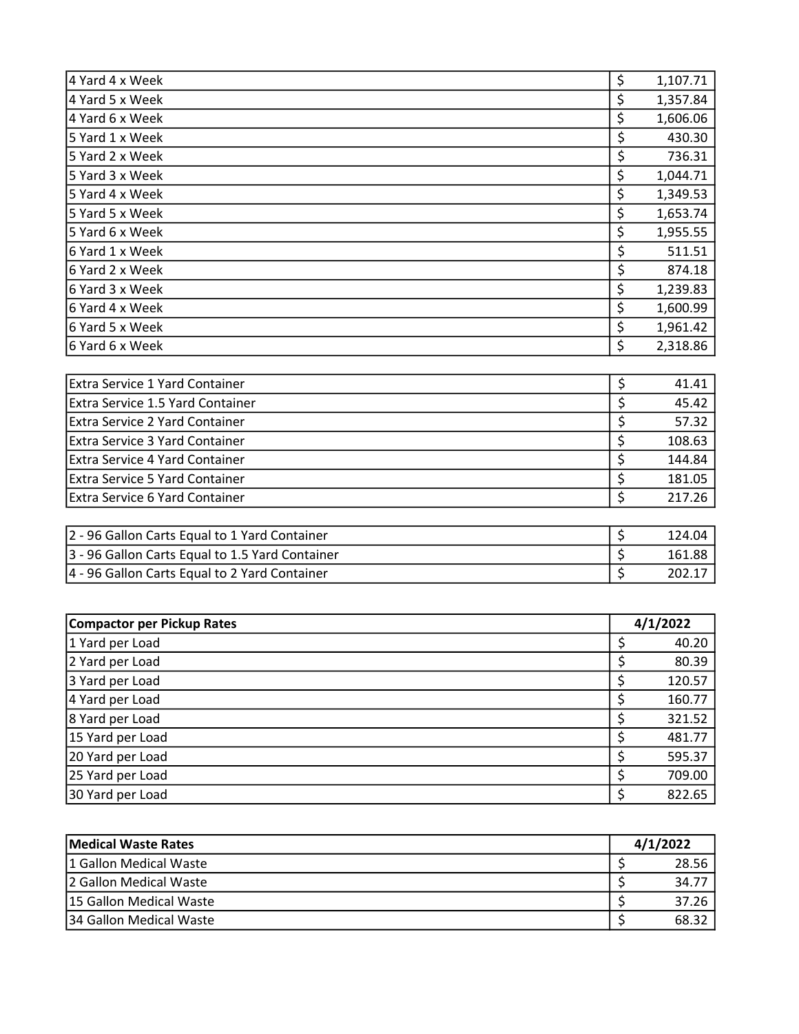| | |
|---|---|
| 4 Yard 4 x Week | $ 1,107.71 |
| 4 Yard 5 x Week | $ 1,357.84 |
| 4 Yard 6 x Week | $ 1,606.06 |
| 5 Yard 1 x Week | $ 430.30 |
| 5 Yard 2 x Week | $ 736.31 |
| 5 Yard 3 x Week | $ 1,044.71 |
| 5 Yard 4 x Week | $ 1,349.53 |
| 5 Yard 5 x Week | $ 1,653.74 |
| 5 Yard 6 x Week | $ 1,955.55 |
| 6 Yard 1 x Week | $ 511.51 |
| 6 Yard 2 x Week | $ 874.18 |
| 6 Yard 3 x Week | $ 1,239.83 |
| 6 Yard 4 x Week | $ 1,600.99 |
| 6 Yard 5 x Week | $ 1,961.42 |
| 6 Yard 6 x Week | $ 2,318.86 |

| | |
|---|---|
| Extra Service 1 Yard Container | $ 41.41 |
| Extra Service 1.5 Yard Container | $ 45.42 |
| Extra Service 2 Yard Container | $ 57.32 |
| Extra Service 3 Yard Container | $ 108.63 |
| Extra Service 4 Yard Container | $ 144.84 |
| Extra Service 5 Yard Container | $ 181.05 |
| Extra Service 6 Yard Container | $ 217.26 |

| | |
|---|---|
| 2 - 96 Gallon Carts Equal to 1 Yard Container | $ 124.04 |
| 3 - 96 Gallon Carts Equal to 1.5 Yard Container | $ 161.88 |
| 4 - 96 Gallon Carts Equal to 2 Yard Container | $ 202.17 |

| **Compactor per Pickup Rates** | **4/1/2022** |
|---|---|
| 1 Yard per Load | $ 40.20 |
| 2 Yard per Load | $ 80.39 |
| 3 Yard per Load | $ 120.57 |
| 4 Yard per Load | $ 160.77 |
| 8 Yard per Load | $ 321.52 |
| 15 Yard per Load | $ 481.77 |
| 20 Yard per Load | $ 595.37 |
| 25 Yard per Load | $ 709.00 |
| 30 Yard per Load | $ 822.65 |

| **Medical Waste Rates** | **4/1/2022** |
|---|---|
| 1 Gallon Medical Waste | $ 28.56 |
| 2 Gallon Medical Waste | $ 34.77 |
| 15 Gallon Medical Waste | $ 37.26 |
| 34 Gallon Medical Waste | $ 68.32 |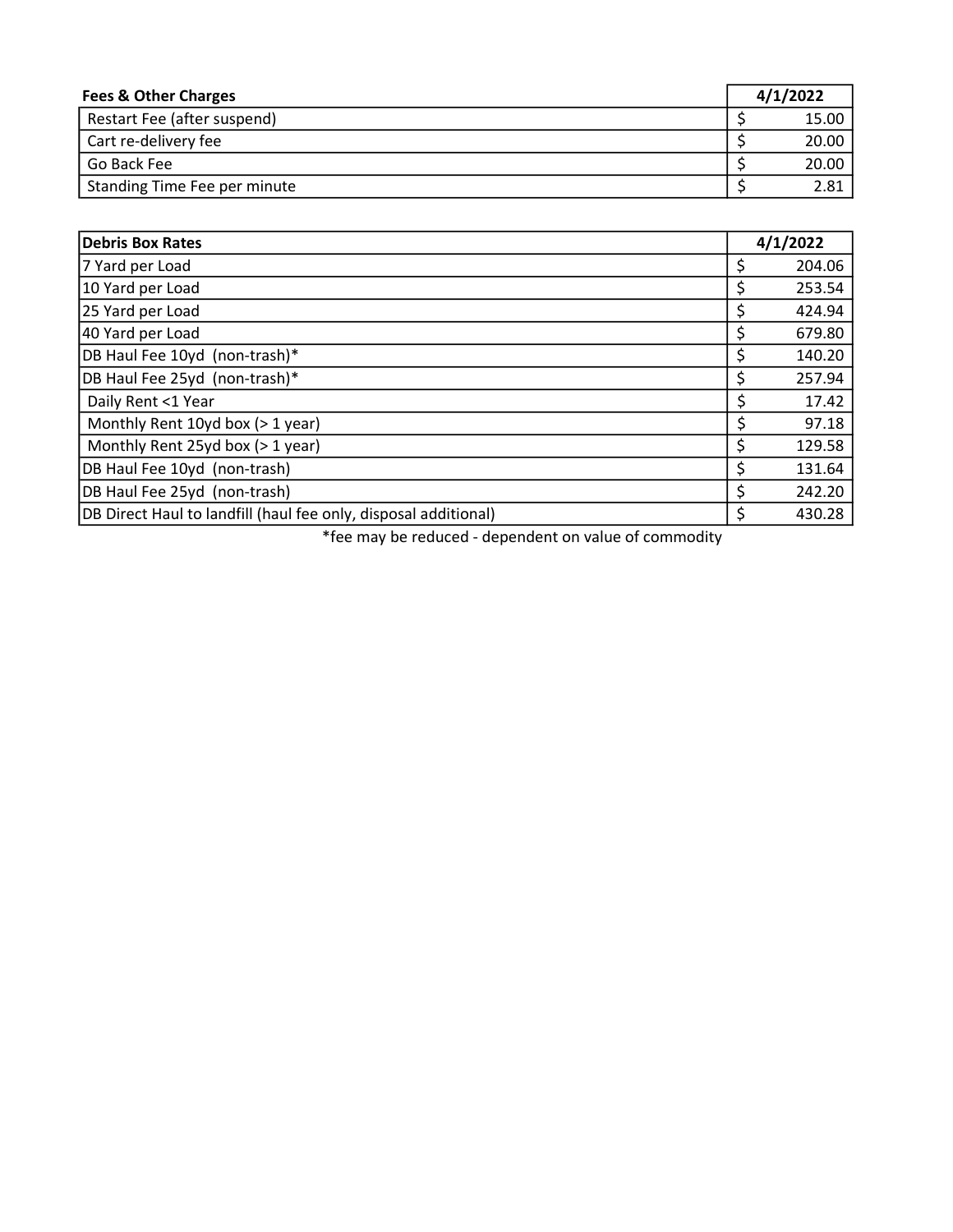| Fees & Other Charges | 4/1/2022 |
| --- | --- |
| Restart Fee (after suspend) | $ 15.00 |
| Cart re-delivery fee | $ 20.00 |
| Go Back Fee | $ 20.00 |
| Standing Time Fee per minute | $ 2.81 |

| Debris Box Rates | 4/1/2022 |
| --- | --- |
| 7 Yard per Load | $ 204.06 |
| 10 Yard per Load | $ 253.54 |
| 25 Yard per Load | $ 424.94 |
| 40 Yard per Load | $ 679.80 |
| DB Haul Fee 10yd (non-trash)* | $ 140.20 |
| DB Haul Fee 25yd (non-trash)* | $ 257.94 |
| Daily Rent <1 Year | $ 17.42 |
| Monthly Rent 10yd box (> 1 year) | $ 97.18 |
| Monthly Rent 25yd box (> 1 year) | $ 129.58 |
| DB Haul Fee 10yd (non-trash) | $ 131.64 |
| DB Haul Fee 25yd (non-trash) | $ 242.20 |
| DB Direct Haul to landfill (haul fee only, disposal additional) | $ 430.28 |

*fee may be reduced - dependent on value of commodity